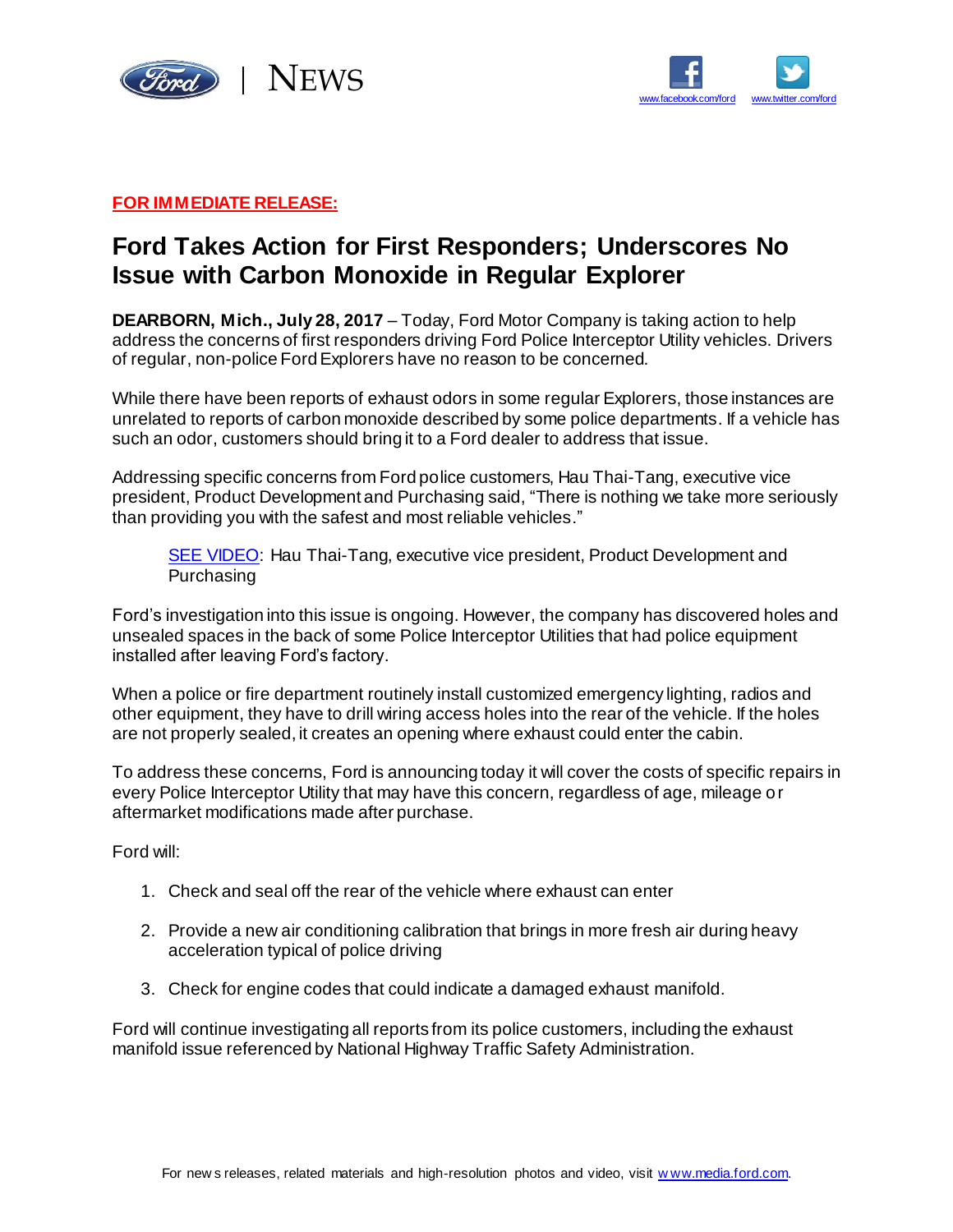NEWS

www.facebook.com/ford www.twitter.com/ford

**FOR IMMEDIATE RELEASE:**

# Ford Takes Action for First Responders; Underscores No Issue with Carbon Monoxide in Regular Explorer

**DEARBORN, Mich., July 28, 2017** – Today, Ford Motor Company is taking action to help address the concerns of first responders driving Ford Police Interceptor Utility vehicles. Drivers of regular, non-police Ford Explorers have no reason to be concerned.

While there have been reports of exhaust odors in some regular Explorers, those instances are unrelated to reports of carbon monoxide described by some police departments. If a vehicle has such an odor, customers should bring it to a Ford dealer to address that issue.

Addressing specific concerns from Ford police customers, Hau Thai-Tang, executive vice president, Product Development and Purchasing said, "There is nothing we take more seriously than providing you with the safest and most reliable vehicles."

> SEE VIDEO: Hau Thai-Tang, executive vice president, Product Development and Purchasing

Ford's investigation into this issue is ongoing. However, the company has discovered holes and unsealed spaces in the back of some Police Interceptor Utilities that had police equipment installed after leaving Ford's factory.

When a police or fire department routinely install customized emergency lighting, radios and other equipment, they have to drill wiring access holes into the rear of the vehicle. If the holes are not properly sealed, it creates an opening where exhaust could enter the cabin.

To address these concerns, Ford is announcing today it will cover the costs of specific repairs in every Police Interceptor Utility that may have this concern, regardless of age, mileage or aftermarket modifications made after purchase.

Ford will:

1. Check and seal off the rear of the vehicle where exhaust can enter
2. Provide a new air conditioning calibration that brings in more fresh air during heavy acceleration typical of police driving
3. Check for engine codes that could indicate a damaged exhaust manifold.

Ford will continue investigating all reports from its police customers, including the exhaust manifold issue referenced by National Highway Traffic Safety Administration.

For news releases, related materials and high-resolution photos and video, visit www.media.ford.com.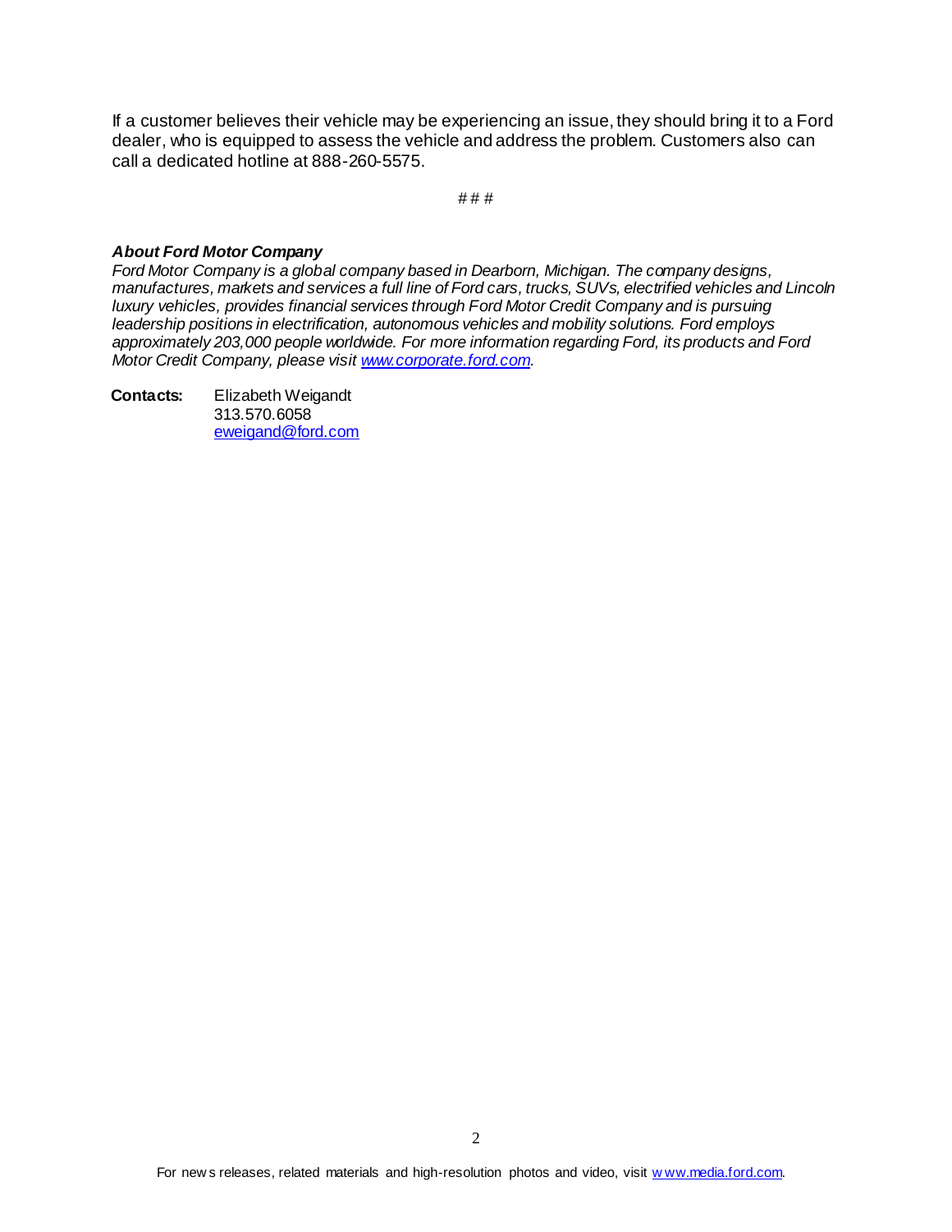If a customer believes their vehicle may be experiencing an issue, they should bring it to a Ford dealer, who is equipped to assess the vehicle and address the problem. Customers also can call a dedicated hotline at 888-260-5575.

# # #

***About Ford Motor Company***
*Ford Motor Company is a global company based in Dearborn, Michigan. The company designs, manufactures, markets and services a full line of Ford cars, trucks, SUVs, electrified vehicles and Lincoln luxury vehicles, provides financial services through Ford Motor Credit Company and is pursuing leadership positions in electrification, autonomous vehicles and mobility solutions. Ford employs approximately 203,000 people worldwide. For more information regarding Ford, its products and Ford Motor Credit Company, please visit [www.corporate.ford.com](http://www.corporate.ford.com).*

**Contacts:** Elizabeth Weigandt
313.570.6058
[eweigand@ford.com](mailto:eweigand@ford.com)

For news releases, related materials and high-resolution photos and video, visit [www.media.ford.com](http://www.media.ford.com).